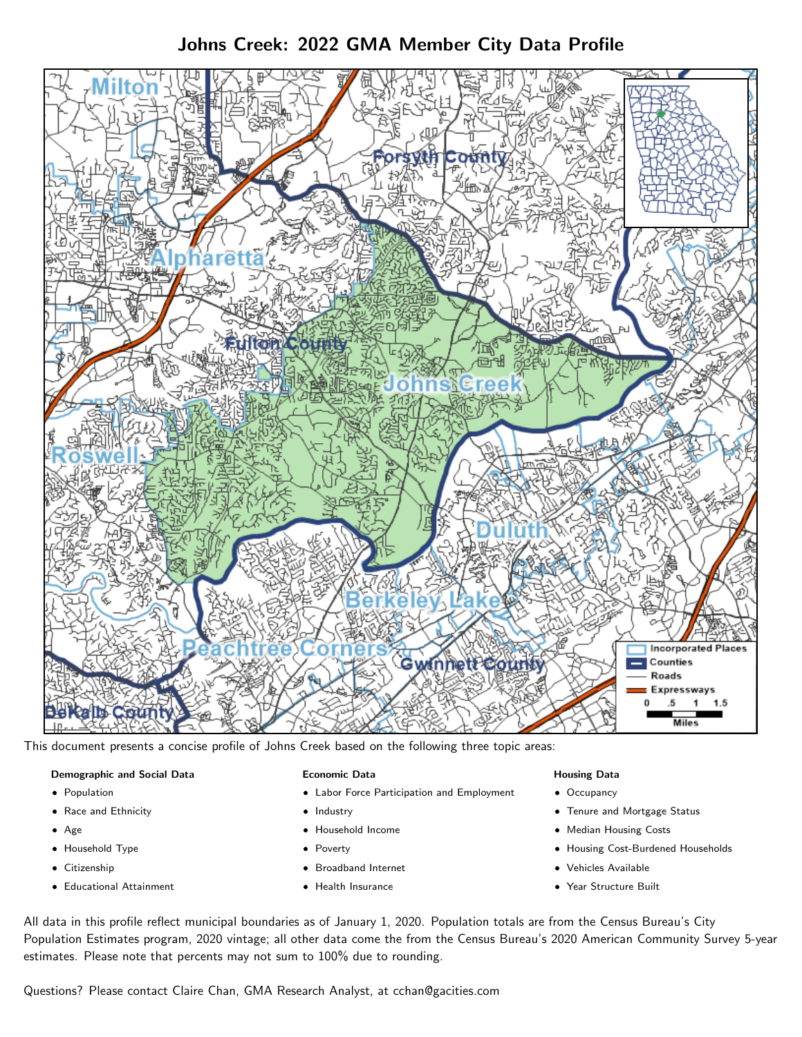# Johns Creek: 2022 GMA Member City Data Profile

This document presents a concise profile of Johns Creek based on the following three topic areas:

**Demographic and Social Data**

- Population
- Race and Ethnicity
- Age
- Household Type
- Citizenship
- Educational Attainment

**Economic Data**

- Labor Force Participation and Employment
- Industry
- Household Income
- Poverty
- Broadband Internet
- Health Insurance

**Housing Data**

- Occupancy
- Tenure and Mortgage Status
- Median Housing Costs
- Housing Cost-Burdened Households
- Vehicles Available
- Year Structure Built

All data in this profile reflect municipal boundaries as of January 1, 2020. Population totals are from the Census Bureau's City Population Estimates program, 2020 vintage; all other data come the from the Census Bureau's 2020 American Community Survey 5-year estimates. Please note that percents may not sum to 100% due to rounding.

Questions? Please contact Claire Chan, GMA Research Analyst, at cchan@gacities.com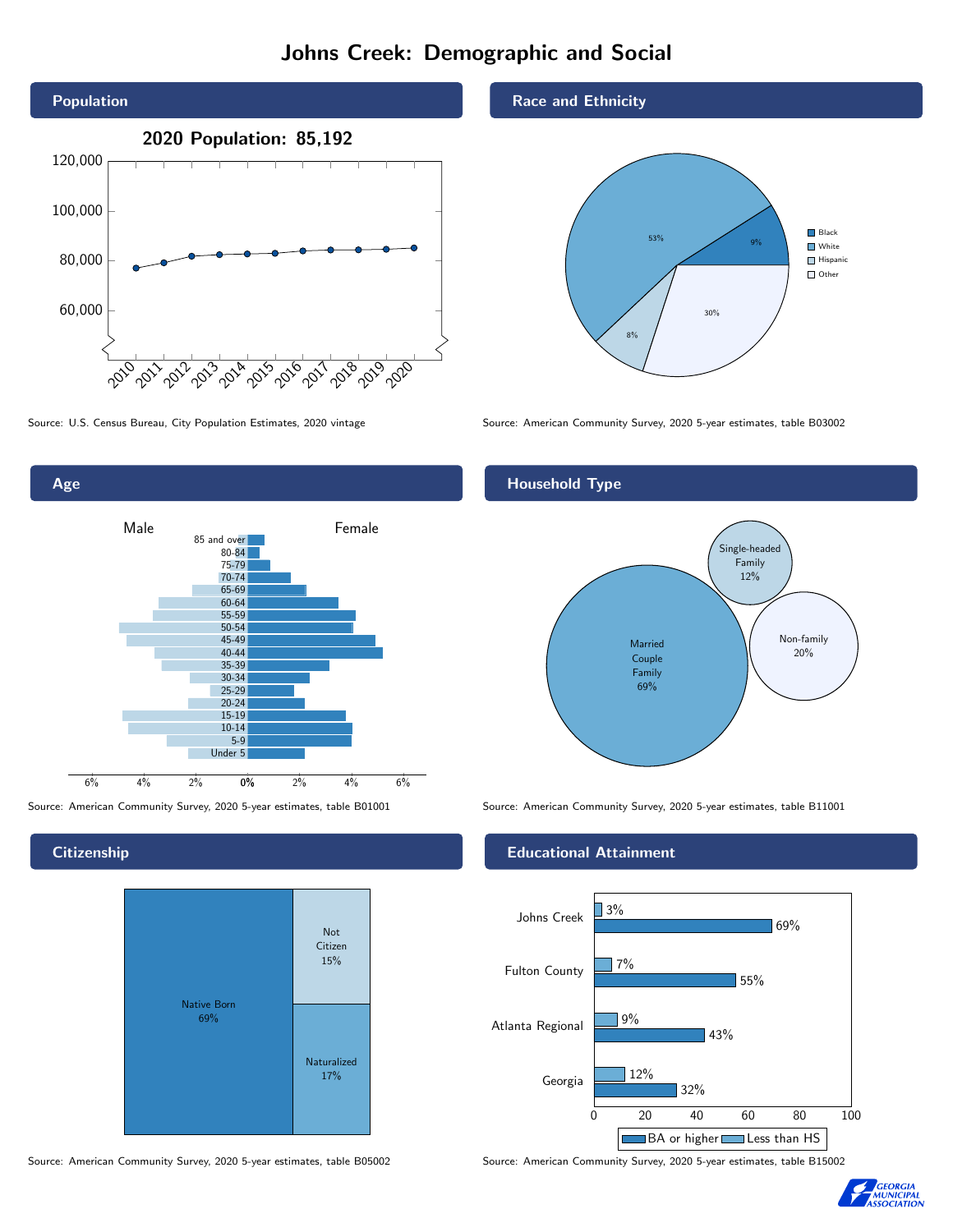# Johns Creek: Demographic and Social

## Population

2020 Population: 85,192

Source: U.S. Census Bureau, City Population Estimates, 2020 vintage

## Race and Ethnicity

| Group | Percent |
|---|---|
| Black | 9% |
| White | 53% |
| Hispanic | 8% |
| Other | 30% |

Source: American Community Survey, 2020 5-year estimates, table B03002

## Age

Source: American Community Survey, 2020 5-year estimates, table B01001

## Household Type

| Household Type | Percent |
|---|---|
| Married Couple Family | 69% |
| Single-headed Family | 12% |
| Non-family | 20% |

Source: American Community Survey, 2020 5-year estimates, table B11001

## Citizenship

| Status | Percent |
|---|---|
| Native Born | 69% |
| Not Citizen | 15% |
| Naturalized | 17% |

Source: American Community Survey, 2020 5-year estimates, table B05002

## Educational Attainment

| Area | Less than HS | BA or higher |
|---|---|---|
| Johns Creek | 3% | 69% |
| Fulton County | 7% | 55% |
| Atlanta Regional | 9% | 43% |
| Georgia | 12% | 32% |

Source: American Community Survey, 2020 5-year estimates, table B15002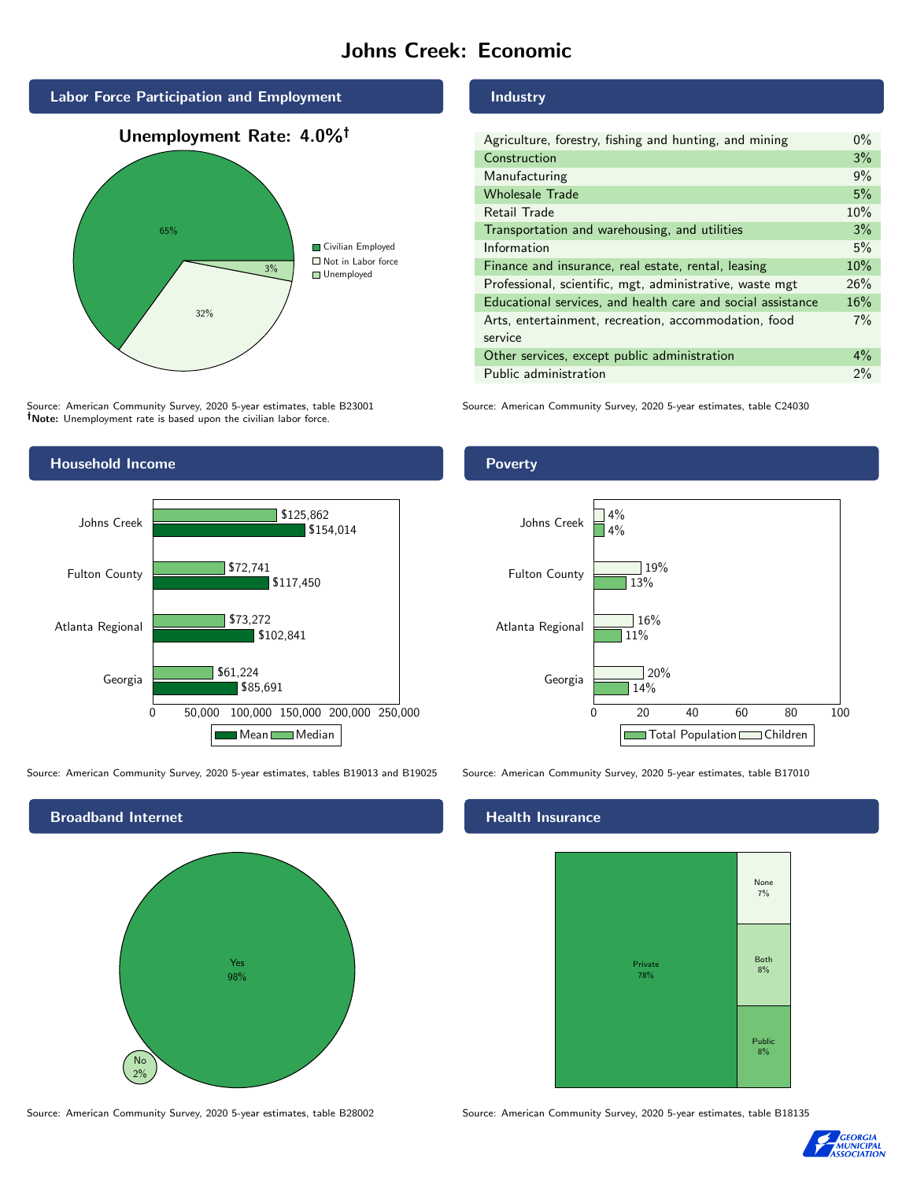# Johns Creek: Economic

## Labor Force Participation and Employment

**Unemployment Rate: 4.0%†**

| Category | Percent |
|---|---|
| Civilian Employed | 65% |
| Not in Labor force | 32% |
| Unemployed | 3% |

Source: American Community Survey, 2020 5-year estimates, table B23001
**†Note:** Unemployment rate is based upon the civilian labor force.

## Industry

| Industry | Percent |
|---|---|
| Agriculture, forestry, fishing and hunting, and mining | 0% |
| Construction | 3% |
| Manufacturing | 9% |
| Wholesale Trade | 5% |
| Retail Trade | 10% |
| Transportation and warehousing, and utilities | 3% |
| Information | 5% |
| Finance and insurance, real estate, rental, leasing | 10% |
| Professional, scientific, mgt, administrative, waste mgt | 26% |
| Educational services, and health care and social assistance | 16% |
| Arts, entertainment, recreation, accommodation, food service | 7% |
| Other services, except public administration | 4% |
| Public administration | 2% |

Source: American Community Survey, 2020 5-year estimates, table C24030

## Household Income

| | Median | Mean |
|---|---|---|
| Johns Creek | $125,862 | $154,014 |
| Fulton County | $72,741 | $117,450 |
| Atlanta Regional | $73,272 | $102,841 |
| Georgia | $61,224 | $85,691 |

Source: American Community Survey, 2020 5-year estimates, tables B19013 and B19025

## Poverty

| | Children | Total Population |
|---|---|---|
| Johns Creek | 4% | 4% |
| Fulton County | 19% | 13% |
| Atlanta Regional | 16% | 11% |
| Georgia | 20% | 14% |

Source: American Community Survey, 2020 5-year estimates, table B17010

## Broadband Internet

| | Percent |
|---|---|
| Yes | 98% |
| No | 2% |

Source: American Community Survey, 2020 5-year estimates, table B28002

## Health Insurance

| | Percent |
|---|---|
| Private | 78% |
| None | 7% |
| Both | 8% |
| Public | 8% |

Source: American Community Survey, 2020 5-year estimates, table B18135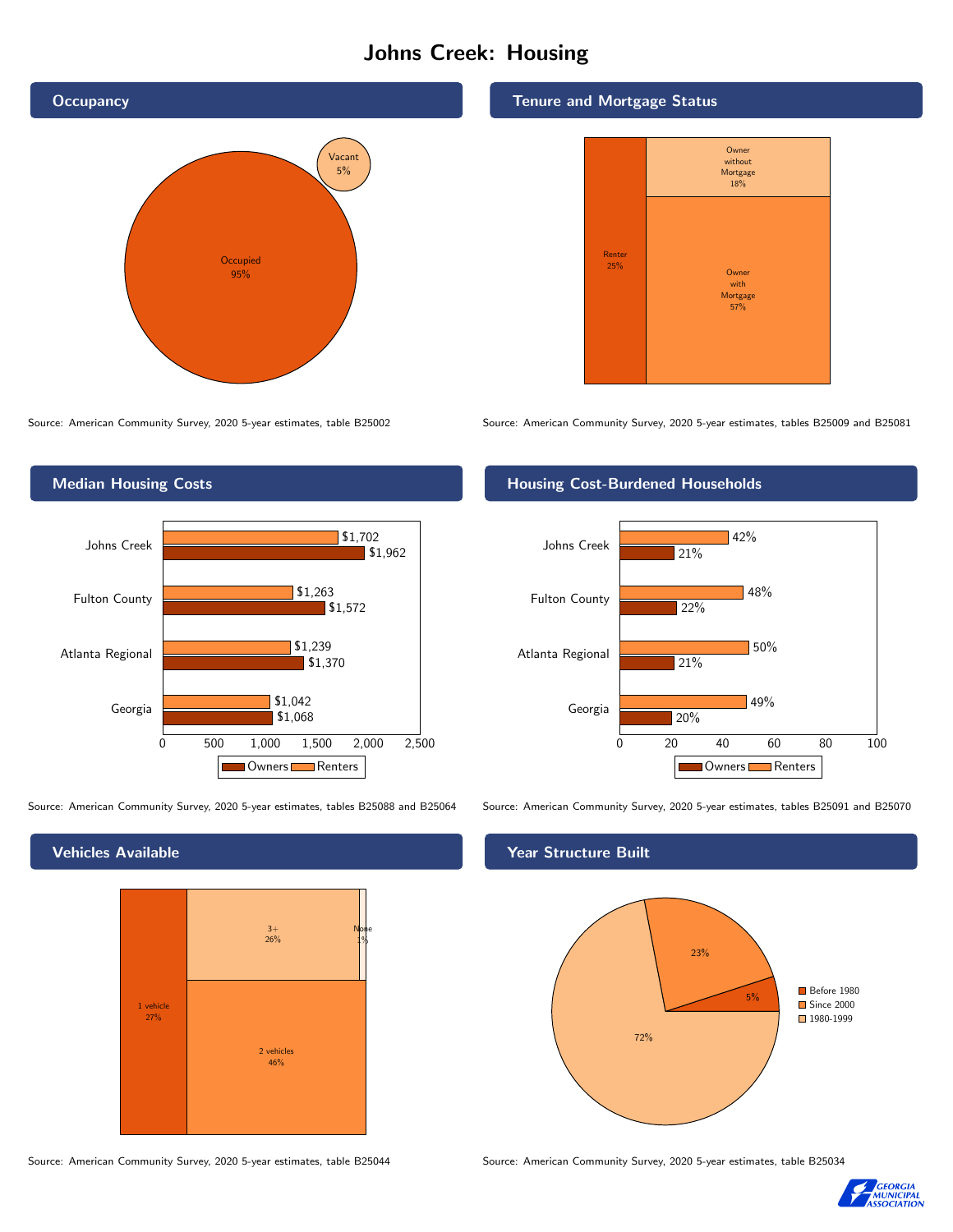# Johns Creek: Housing

## Occupancy

Vacant
5%

Occupied
95%

Source: American Community Survey, 2020 5-year estimates, table B25002

## Tenure and Mortgage Status

Renter
25%

Owner without Mortgage
18%

Owner with Mortgage
57%

Source: American Community Survey, 2020 5-year estimates, tables B25009 and B25081

## Median Housing Costs

Johns Creek
$1,702
$1,962

Fulton County
$1,263
$1,572

Atlanta Regional
$1,239
$1,370

Georgia
$1,042
$1,068

0 500 1,000 1,500 2,000 2,500

Owners Renters

Source: American Community Survey, 2020 5-year estimates, tables B25088 and B25064

## Housing Cost-Burdened Households

Johns Creek
42%
21%

Fulton County
48%
22%

Atlanta Regional
50%
21%

Georgia
49%
20%

0 20 40 60 80 100

Owners Renters

Source: American Community Survey, 2020 5-year estimates, tables B25091 and B25070

## Vehicles Available

1 vehicle
27%

3+
26%

None
1%

2 vehicles
46%

Source: American Community Survey, 2020 5-year estimates, table B25044

## Year Structure Built

23%

5%

72%

Before 1980
Since 2000
1980-1999

Source: American Community Survey, 2020 5-year estimates, table B25034